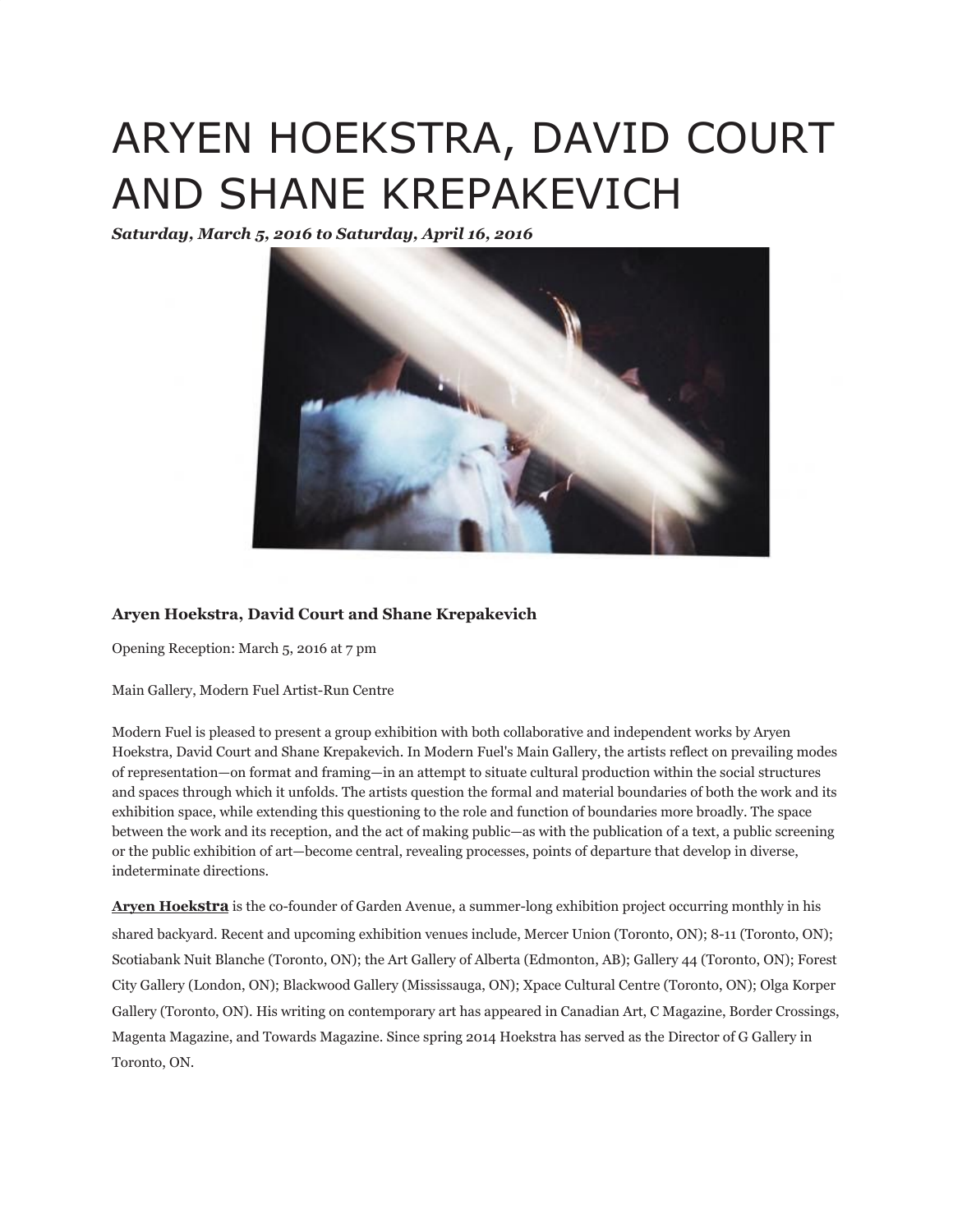# ARYEN HOEKSTRA, DAVID COURT AND SHANE KREPAKEVICH

***Saturday, March 5, 2016 to Saturday, April 16, 2016***

### Aryen Hoekstra, David Court and Shane Krepakevich

Opening Reception: March 5, 2016 at 7 pm

Main Gallery, Modern Fuel Artist-Run Centre

Modern Fuel is pleased to present a group exhibition with both collaborative and independent works by Aryen Hoekstra, David Court and Shane Krepakevich. In Modern Fuel's Main Gallery, the artists reflect on prevailing modes of representation—on format and framing—in an attempt to situate cultural production within the social structures and spaces through which it unfolds. The artists question the formal and material boundaries of both the work and its exhibition space, while extending this questioning to the role and function of boundaries more broadly. The space between the work and its reception, and the act of making public—as with the publication of a text, a public screening or the public exhibition of art—become central, revealing processes, points of departure that develop in diverse, indeterminate directions.

**Aryen Hoekstra** is the co-founder of Garden Avenue, a summer-long exhibition project occurring monthly in his shared backyard. Recent and upcoming exhibition venues include, Mercer Union (Toronto, ON); 8-11 (Toronto, ON); Scotiabank Nuit Blanche (Toronto, ON); the Art Gallery of Alberta (Edmonton, AB); Gallery 44 (Toronto, ON); Forest City Gallery (London, ON); Blackwood Gallery (Mississauga, ON); Xpace Cultural Centre (Toronto, ON); Olga Korper Gallery (Toronto, ON). His writing on contemporary art has appeared in Canadian Art, C Magazine, Border Crossings, Magenta Magazine, and Towards Magazine. Since spring 2014 Hoekstra has served as the Director of G Gallery in Toronto, ON.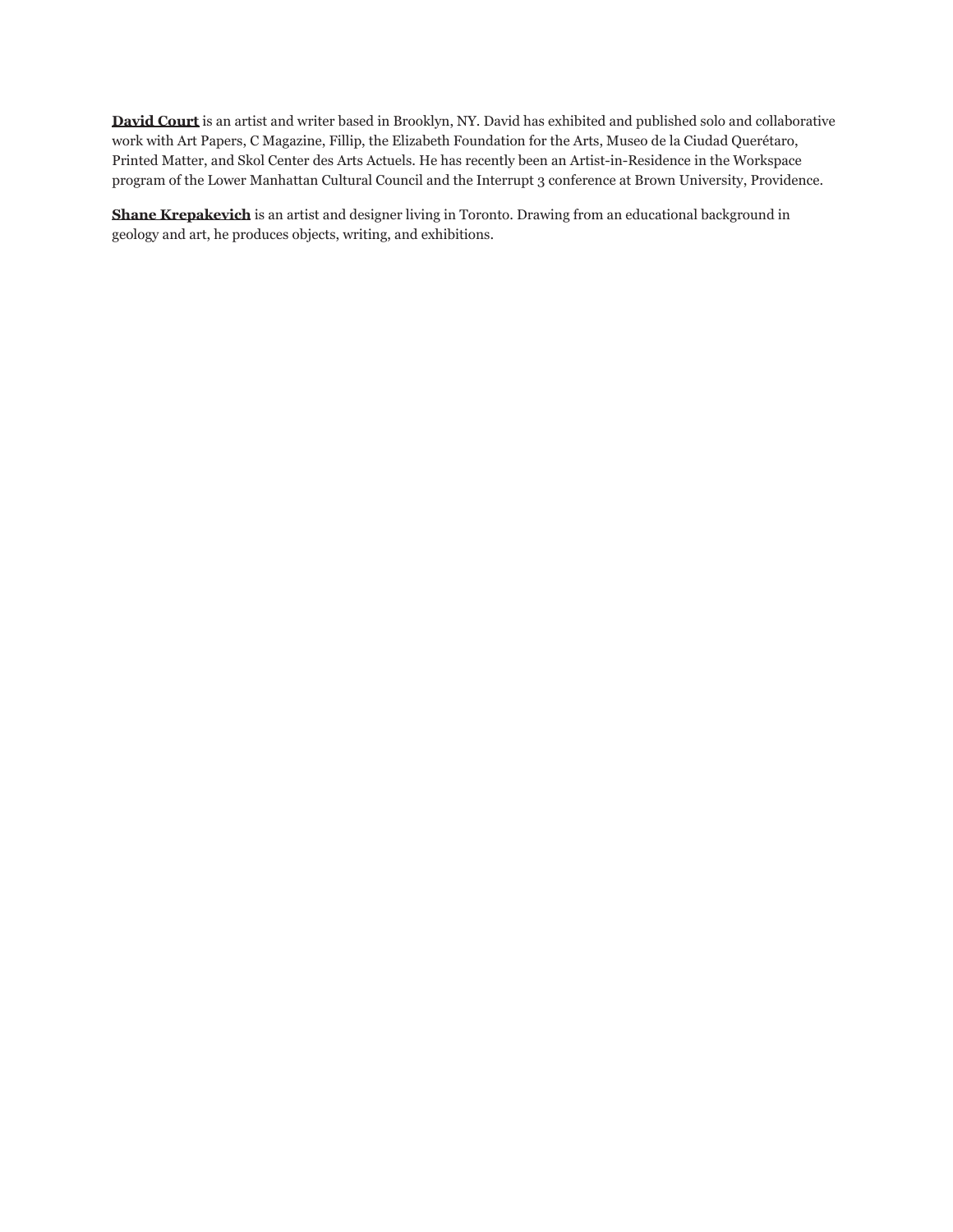**David Court** is an artist and writer based in Brooklyn, NY. David has exhibited and published solo and collaborative work with Art Papers, C Magazine, Fillip, the Elizabeth Foundation for the Arts, Museo de la Ciudad Querétaro, Printed Matter, and Skol Center des Arts Actuels. He has recently been an Artist-in-Residence in the Workspace program of the Lower Manhattan Cultural Council and the Interrupt 3 conference at Brown University, Providence.

**Shane Krepakevich** is an artist and designer living in Toronto. Drawing from an educational background in geology and art, he produces objects, writing, and exhibitions.